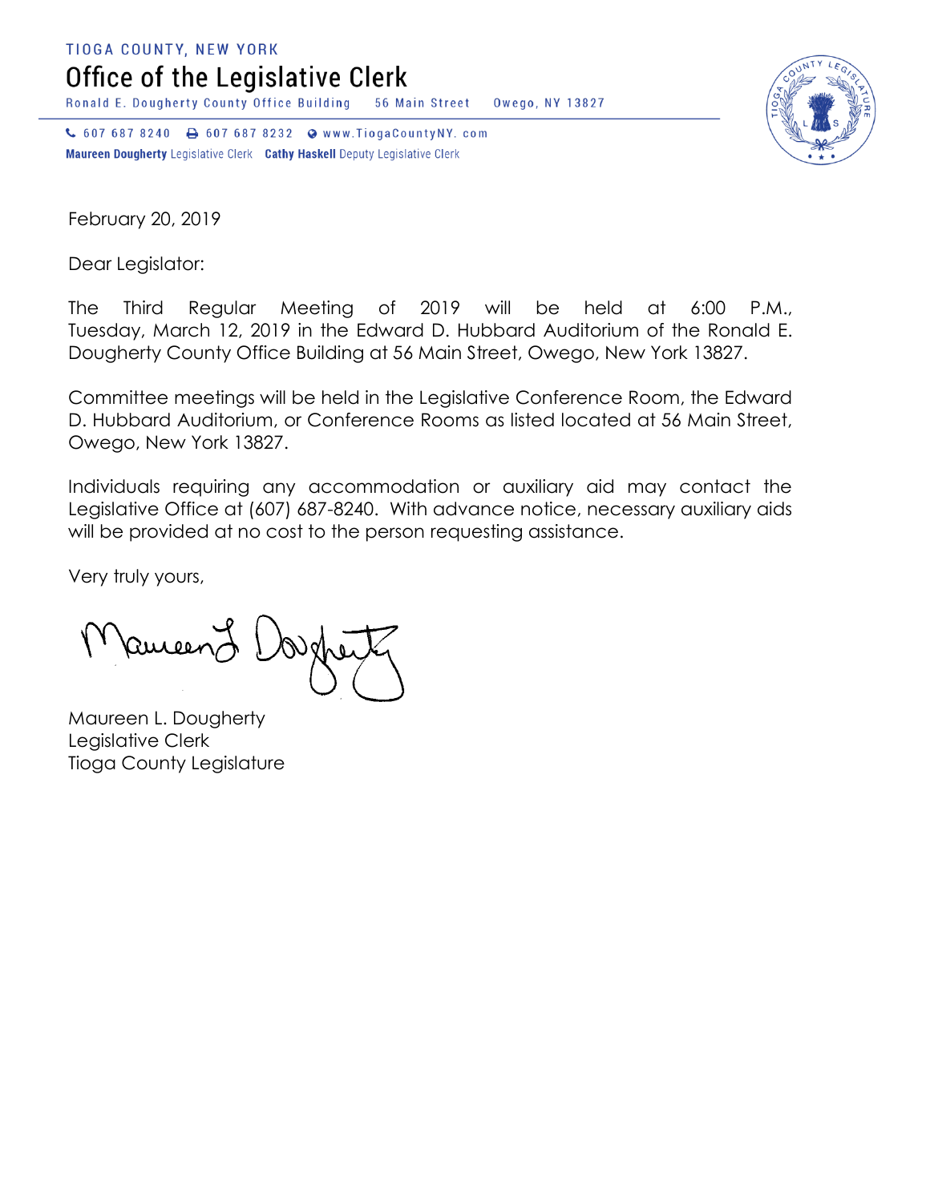TIOGA COUNTY, NEW YORK

# Office of the Legislative Clerk

Ronald E. Dougherty County Office Building 56 Main Street Owego, NY 13827

607 687 8240 607 687 8232 www.TiogaCountyNY. com

**Maureen Dougherty** Legislative Clerk **Cathy Haskell** Deputy Legislative Clerk

February 20, 2019

Dear Legislator:

The Third Regular Meeting of 2019 will be held at 6:00 P.M., Tuesday, March 12, 2019 in the Edward D. Hubbard Auditorium of the Ronald E. Dougherty County Office Building at 56 Main Street, Owego, New York 13827.

Committee meetings will be held in the Legislative Conference Room, the Edward D. Hubbard Auditorium, or Conference Rooms as listed located at 56 Main Street, Owego, New York 13827.

Individuals requiring any accommodation or auxiliary aid may contact the Legislative Office at (607) 687-8240. With advance notice, necessary auxiliary aids will be provided at no cost to the person requesting assistance.

Very truly yours,

Maureen L. Dougherty
Legislative Clerk
Tioga County Legislature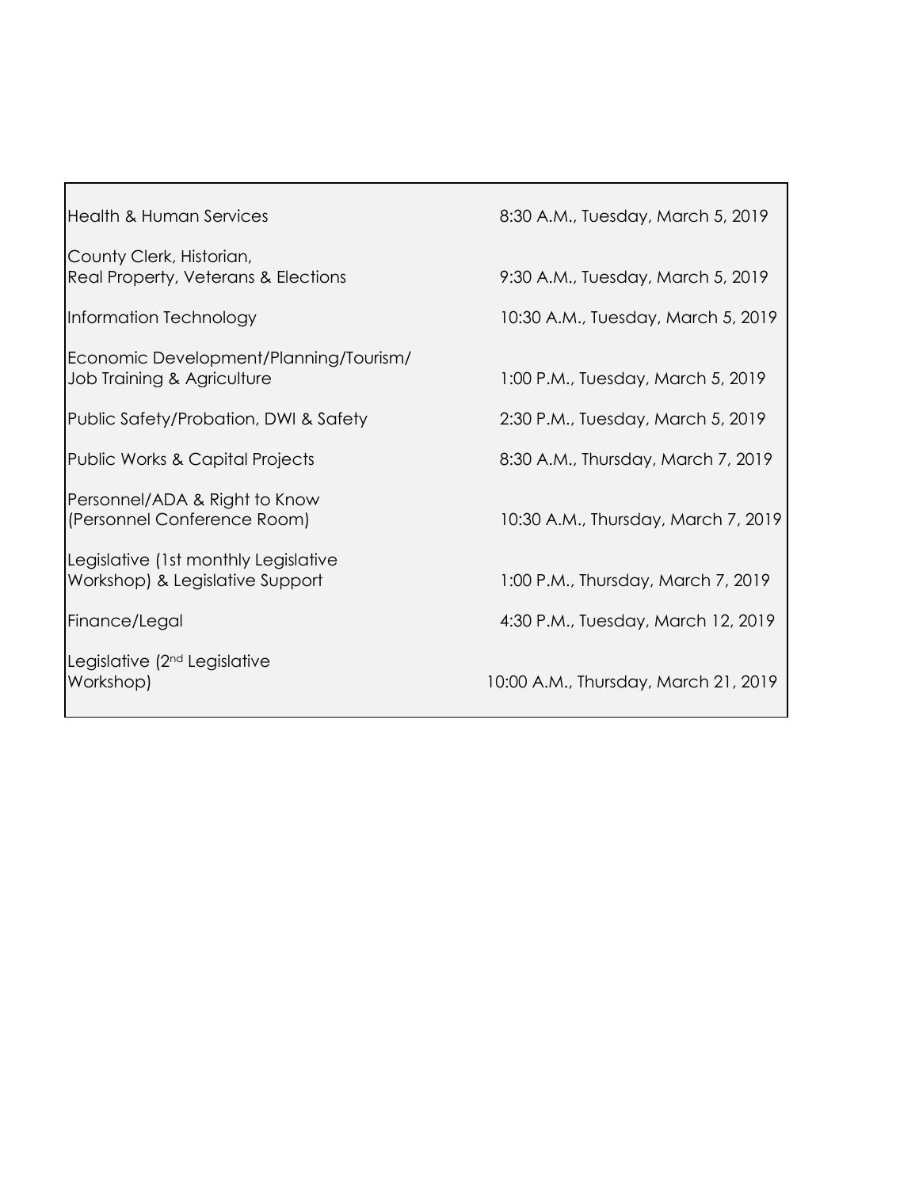| | |
|---|---|
| Health & Human Services | 8:30 A.M., Tuesday, March 5, 2019 |
| County Clerk, Historian, Real Property, Veterans & Elections | 9:30 A.M., Tuesday, March 5, 2019 |
| Information Technology | 10:30 A.M., Tuesday, March 5, 2019 |
| Economic Development/Planning/Tourism/ Job Training & Agriculture | 1:00 P.M., Tuesday, March 5, 2019 |
| Public Safety/Probation, DWI & Safety | 2:30 P.M., Tuesday, March 5, 2019 |
| Public Works & Capital Projects | 8:30 A.M., Thursday, March 7, 2019 |
| Personnel/ADA & Right to Know (Personnel Conference Room) | 10:30 A.M., Thursday, March 7, 2019 |
| Legislative (1st monthly Legislative Workshop) & Legislative Support | 1:00 P.M., Thursday, March 7, 2019 |
| Finance/Legal | 4:30 P.M., Tuesday, March 12, 2019 |
| Legislative (2nd Legislative Workshop) | 10:00 A.M., Thursday, March 21, 2019 |